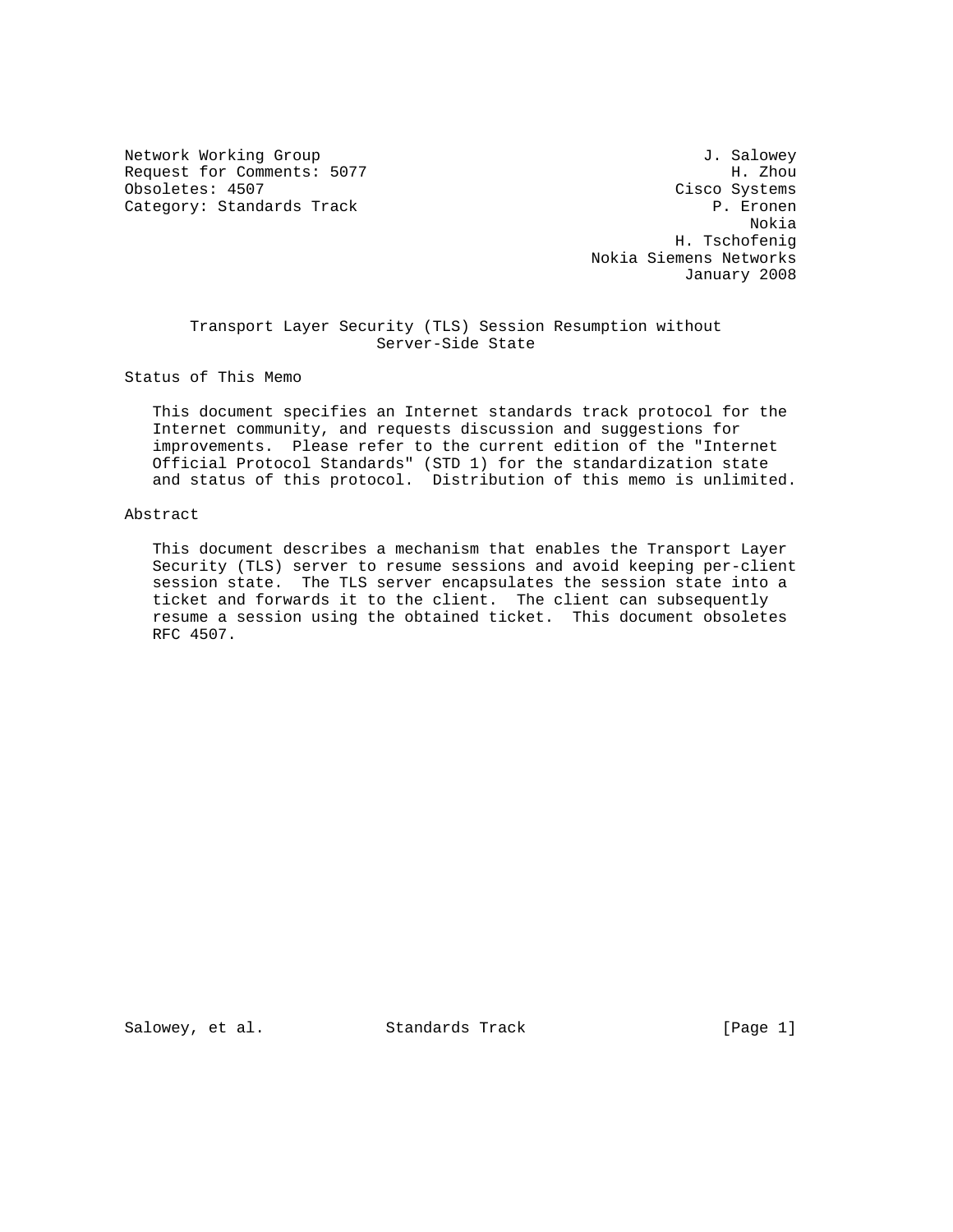Network Working Group J. Salowey
Request for Comments: 5077 H. Zhou
Obsoletes: 4507 Cisco Systems
Category: Standards Track P. Eronen
Nokia
H. Tschofenig
Nokia Siemens Networks
January 2008

# Transport Layer Security (TLS) Session Resumption without Server-Side State

## Status of This Memo

This document specifies an Internet standards track protocol for the Internet community, and requests discussion and suggestions for improvements. Please refer to the current edition of the "Internet Official Protocol Standards" (STD 1) for the standardization state and status of this protocol. Distribution of this memo is unlimited.

## Abstract

This document describes a mechanism that enables the Transport Layer Security (TLS) server to resume sessions and avoid keeping per-client session state. The TLS server encapsulates the session state into a ticket and forwards it to the client. The client can subsequently resume a session using the obtained ticket. This document obsoletes RFC 4507.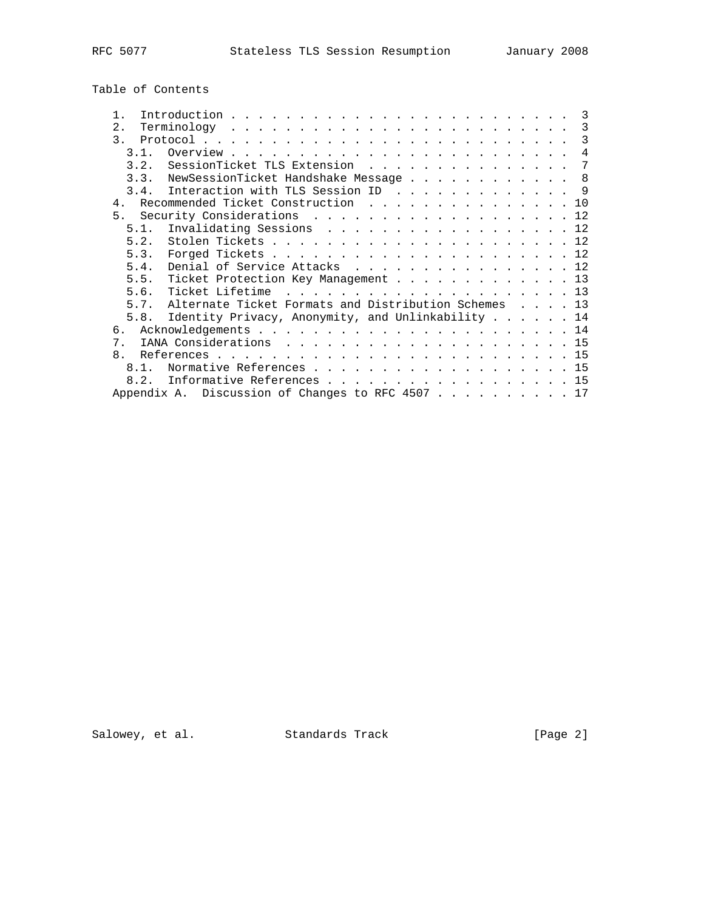## Table of Contents

- 1. Introduction . . . . . . . . . . . . . . . . . . . . . . . . . 3
- 2. Terminology . . . . . . . . . . . . . . . . . . . . . . . . . 3
- 3. Protocol . . . . . . . . . . . . . . . . . . . . . . . . . . . 3
  - 3.1. Overview . . . . . . . . . . . . . . . . . . . . . . . . 4
  - 3.2. SessionTicket TLS Extension . . . . . . . . . . . . . . . 7
  - 3.3. NewSessionTicket Handshake Message . . . . . . . . . . . . 8
  - 3.4. Interaction with TLS Session ID . . . . . . . . . . . . . 9
- 4. Recommended Ticket Construction . . . . . . . . . . . . . . . 10
- 5. Security Considerations . . . . . . . . . . . . . . . . . . . 12
  - 5.1. Invalidating Sessions . . . . . . . . . . . . . . . . . . 12
  - 5.2. Stolen Tickets . . . . . . . . . . . . . . . . . . . . . . 12
  - 5.3. Forged Tickets . . . . . . . . . . . . . . . . . . . . . . 12
  - 5.4. Denial of Service Attacks . . . . . . . . . . . . . . . . 12
  - 5.5. Ticket Protection Key Management . . . . . . . . . . . . . 13
  - 5.6. Ticket Lifetime . . . . . . . . . . . . . . . . . . . . . 13
  - 5.7. Alternate Ticket Formats and Distribution Schemes . . . . 13
  - 5.8. Identity Privacy, Anonymity, and Unlinkability . . . . . . 14
- 6. Acknowledgements . . . . . . . . . . . . . . . . . . . . . . . 14
- 7. IANA Considerations . . . . . . . . . . . . . . . . . . . . . 15
- 8. References . . . . . . . . . . . . . . . . . . . . . . . . . . 15
  - 8.1. Normative References . . . . . . . . . . . . . . . . . . . 15
  - 8.2. Informative References . . . . . . . . . . . . . . . . . . 15
- Appendix A. Discussion of Changes to RFC 4507 . . . . . . . . . . 17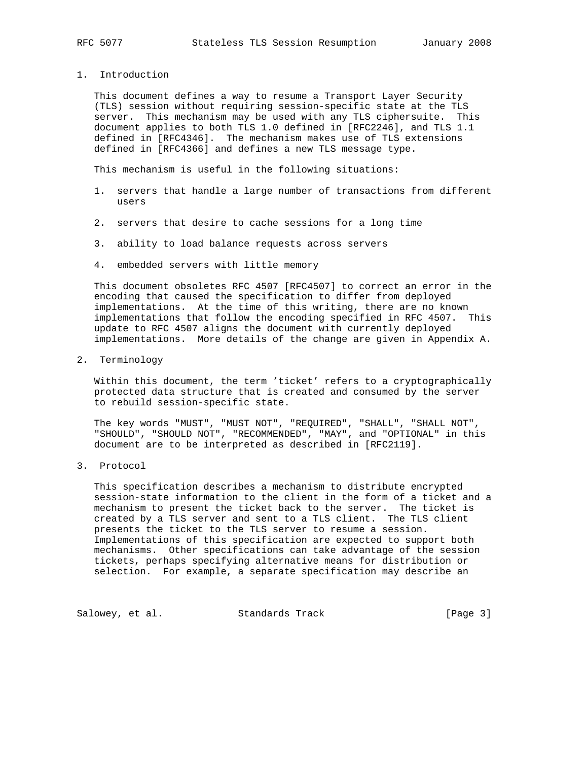## 1. Introduction

This document defines a way to resume a Transport Layer Security (TLS) session without requiring session-specific state at the TLS server. This mechanism may be used with any TLS ciphersuite. This document applies to both TLS 1.0 defined in [RFC2246], and TLS 1.1 defined in [RFC4346]. The mechanism makes use of TLS extensions defined in [RFC4366] and defines a new TLS message type.

This mechanism is useful in the following situations:

1. servers that handle a large number of transactions from different users

2. servers that desire to cache sessions for a long time

3. ability to load balance requests across servers

4. embedded servers with little memory

This document obsoletes RFC 4507 [RFC4507] to correct an error in the encoding that caused the specification to differ from deployed implementations. At the time of this writing, there are no known implementations that follow the encoding specified in RFC 4507. This update to RFC 4507 aligns the document with currently deployed implementations. More details of the change are given in Appendix A.

## 2. Terminology

Within this document, the term 'ticket' refers to a cryptographically protected data structure that is created and consumed by the server to rebuild session-specific state.

The key words "MUST", "MUST NOT", "REQUIRED", "SHALL", "SHALL NOT", "SHOULD", "SHOULD NOT", "RECOMMENDED", "MAY", and "OPTIONAL" in this document are to be interpreted as described in [RFC2119].

## 3. Protocol

This specification describes a mechanism to distribute encrypted session-state information to the client in the form of a ticket and a mechanism to present the ticket back to the server. The ticket is created by a TLS server and sent to a TLS client. The TLS client presents the ticket to the TLS server to resume a session. Implementations of this specification are expected to support both mechanisms. Other specifications can take advantage of the session tickets, perhaps specifying alternative means for distribution or selection. For example, a separate specification may describe an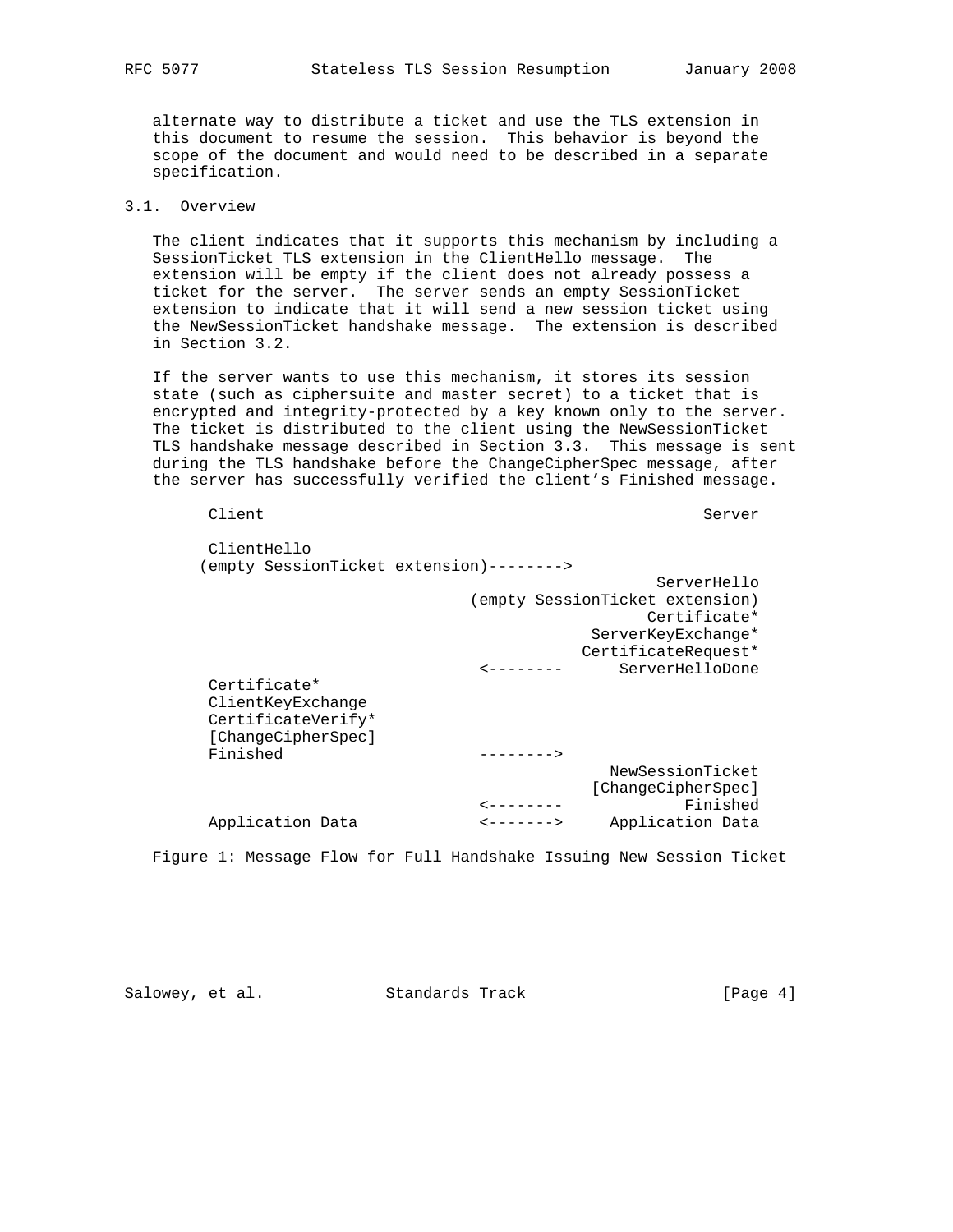alternate way to distribute a ticket and use the TLS extension in this document to resume the session. This behavior is beyond the scope of the document and would need to be described in a separate specification.

### 3.1. Overview

The client indicates that it supports this mechanism by including a SessionTicket TLS extension in the ClientHello message. The extension will be empty if the client does not already possess a ticket for the server. The server sends an empty SessionTicket extension to indicate that it will send a new session ticket using the NewSessionTicket handshake message. The extension is described in Section 3.2.

If the server wants to use this mechanism, it stores its session state (such as ciphersuite and master secret) to a ticket that is encrypted and integrity-protected by a key known only to the server. The ticket is distributed to the client using the NewSessionTicket TLS handshake message described in Section 3.3. This message is sent during the TLS handshake before the ChangeCipherSpec message, after the server has successfully verified the client's Finished message.

```
      Client                                                Server

      ClientHello
     (empty SessionTicket extension)-------->
                                                       ServerHello
                                   (empty SessionTicket extension)
                                                      Certificate*
                                                ServerKeyExchange*
                                               CertificateRequest*
                                    <--------      ServerHelloDone
      Certificate*
      ClientKeyExchange
      CertificateVerify*
      [ChangeCipherSpec]
      Finished                      -------->
                                                  NewSessionTicket
                                                [ChangeCipherSpec]
                                    <--------             Finished
      Application Data              <------->     Application Data
```

Figure 1: Message Flow for Full Handshake Issuing New Session Ticket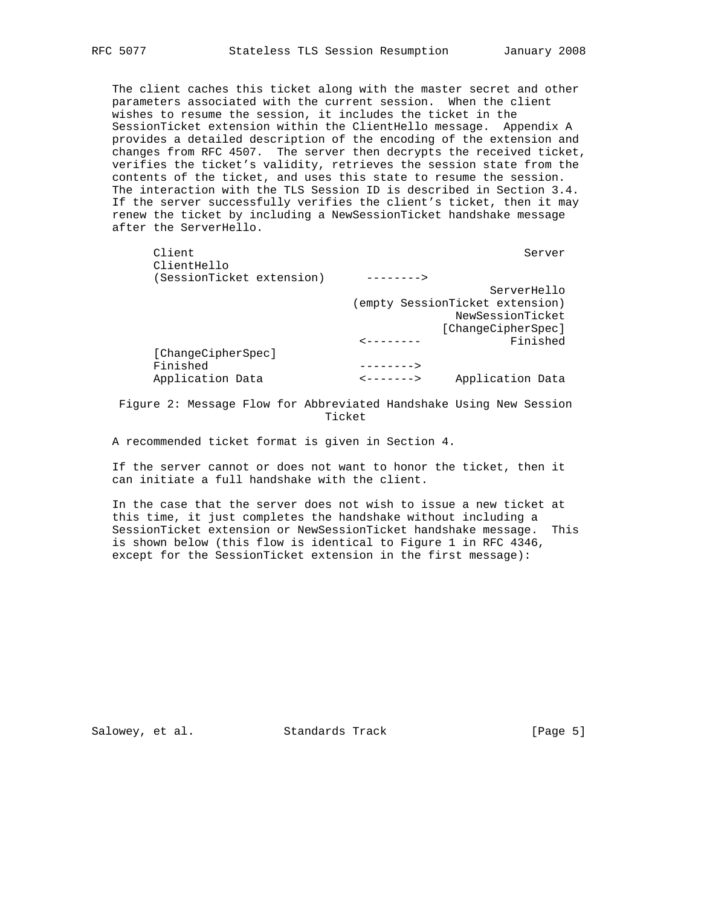The client caches this ticket along with the master secret and other parameters associated with the current session. When the client wishes to resume the session, it includes the ticket in the SessionTicket extension within the ClientHello message. Appendix A provides a detailed description of the encoding of the extension and changes from RFC 4507. The server then decrypts the received ticket, verifies the ticket's validity, retrieves the session state from the contents of the ticket, and uses this state to resume the session. The interaction with the TLS Session ID is described in Section 3.4. If the server successfully verifies the client's ticket, then it may renew the ticket by including a NewSessionTicket handshake message after the ServerHello.

```
Client                                                Server
ClientHello
(SessionTicket extension)      -------->
                                                 ServerHello
                             (empty SessionTicket extension)
                                            NewSessionTicket
                                          [ChangeCipherSpec]
                               <--------            Finished
[ChangeCipherSpec]
Finished                       -------->
Application Data               <------->    Application Data
```

Figure 2: Message Flow for Abbreviated Handshake Using New Session Ticket

A recommended ticket format is given in Section 4.

If the server cannot or does not want to honor the ticket, then it can initiate a full handshake with the client.

In the case that the server does not wish to issue a new ticket at this time, it just completes the handshake without including a SessionTicket extension or NewSessionTicket handshake message. This is shown below (this flow is identical to Figure 1 in RFC 4346, except for the SessionTicket extension in the first message):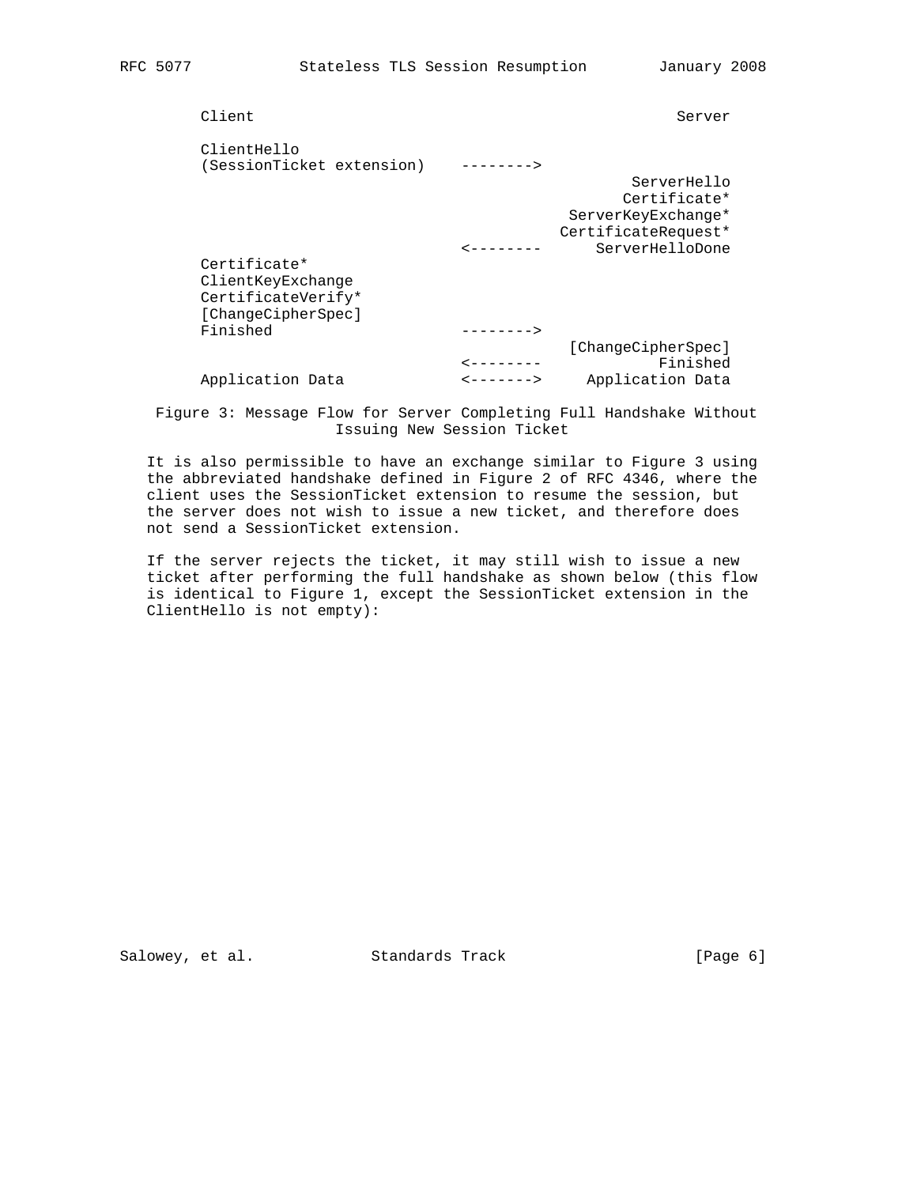```
      Client                                               Server

      ClientHello
      (SessionTicket extension)    -------->
                                                      ServerHello
                                                     Certificate*
                                               ServerKeyExchange*
                                              CertificateRequest*
                                   <--------      ServerHelloDone
      Certificate*
      ClientKeyExchange
      CertificateVerify*
      [ChangeCipherSpec]
      Finished                     -------->
                                               [ChangeCipherSpec]
                                   <--------             Finished
      Application Data             <------->     Application Data
```

Figure 3: Message Flow for Server Completing Full Handshake Without Issuing New Session Ticket

It is also permissible to have an exchange similar to Figure 3 using the abbreviated handshake defined in Figure 2 of RFC 4346, where the client uses the SessionTicket extension to resume the session, but the server does not wish to issue a new ticket, and therefore does not send a SessionTicket extension.

If the server rejects the ticket, it may still wish to issue a new ticket after performing the full handshake as shown below (this flow is identical to Figure 1, except the SessionTicket extension in the ClientHello is not empty):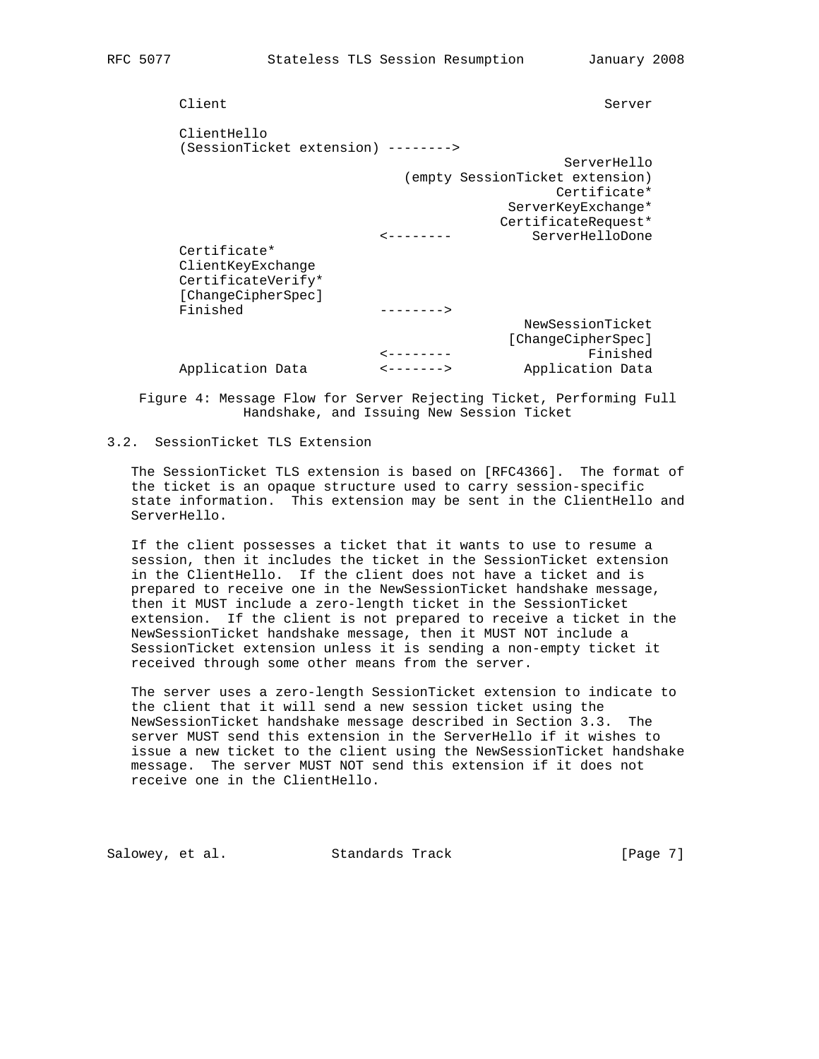```
     Client                                                Server

     ClientHello
     (SessionTicket extension) -------->
                                                      ServerHello
                                  (empty SessionTicket extension)
                                                     Certificate*
                                               ServerKeyExchange*
                                              CertificateRequest*
                                  <--------       ServerHelloDone
     Certificate*
     ClientKeyExchange
     CertificateVerify*
     [ChangeCipherSpec]
     Finished                     -------->
                                                 NewSessionTicket
                                               [ChangeCipherSpec]
                                  <--------              Finished
     Application Data             <------->      Application Data
```

Figure 4: Message Flow for Server Rejecting Ticket, Performing Full Handshake, and Issuing New Session Ticket

### 3.2. SessionTicket TLS Extension

The SessionTicket TLS extension is based on [RFC4366]. The format of the ticket is an opaque structure used to carry session-specific state information. This extension may be sent in the ClientHello and ServerHello.

If the client possesses a ticket that it wants to use to resume a session, then it includes the ticket in the SessionTicket extension in the ClientHello. If the client does not have a ticket and is prepared to receive one in the NewSessionTicket handshake message, then it MUST include a zero-length ticket in the SessionTicket extension. If the client is not prepared to receive a ticket in the NewSessionTicket handshake message, then it MUST NOT include a SessionTicket extension unless it is sending a non-empty ticket it received through some other means from the server.

The server uses a zero-length SessionTicket extension to indicate to the client that it will send a new session ticket using the NewSessionTicket handshake message described in Section 3.3. The server MUST send this extension in the ServerHello if it wishes to issue a new ticket to the client using the NewSessionTicket handshake message. The server MUST NOT send this extension if it does not receive one in the ClientHello.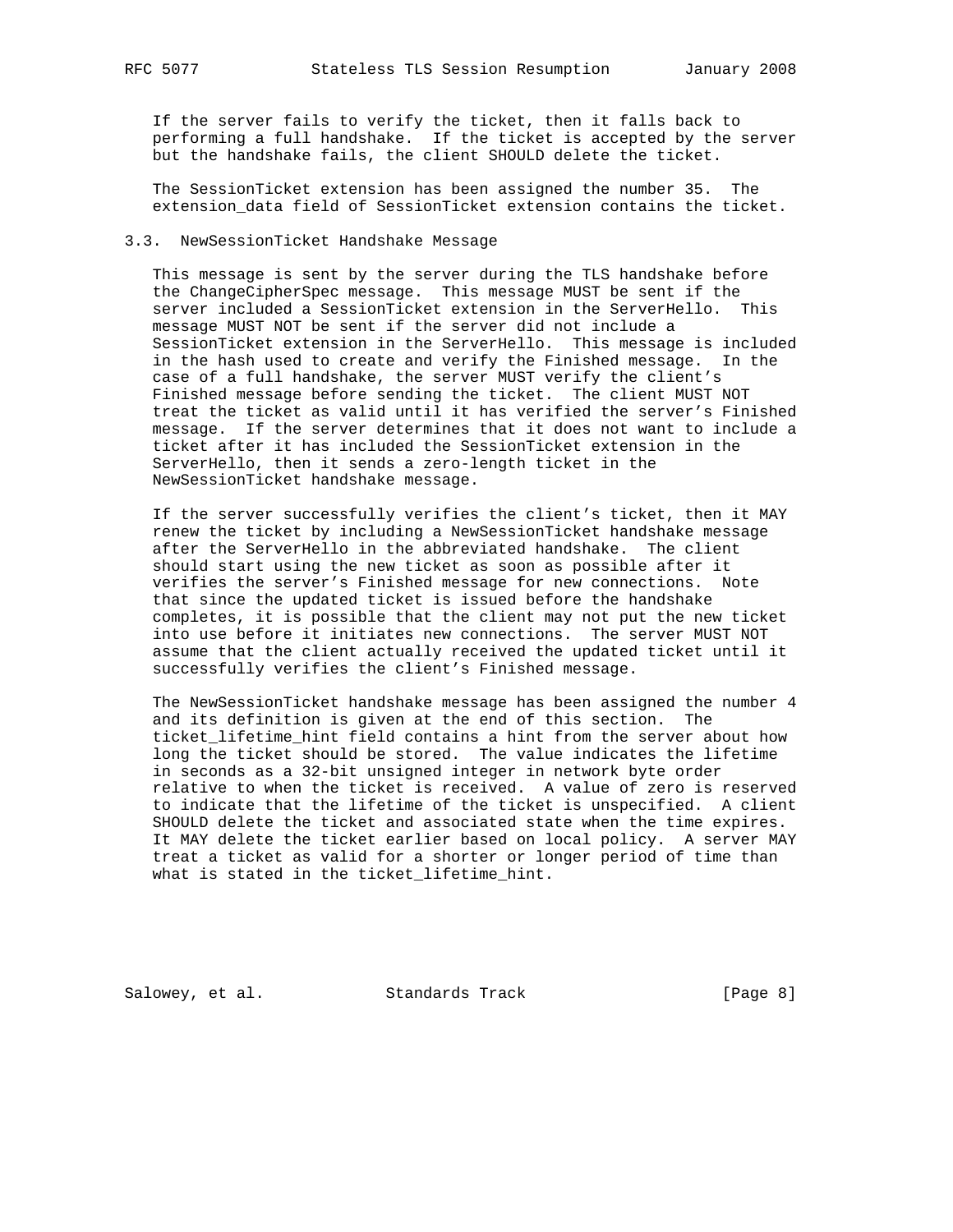If the server fails to verify the ticket, then it falls back to performing a full handshake. If the ticket is accepted by the server but the handshake fails, the client SHOULD delete the ticket.

The SessionTicket extension has been assigned the number 35. The extension_data field of SessionTicket extension contains the ticket.

### 3.3. NewSessionTicket Handshake Message

This message is sent by the server during the TLS handshake before the ChangeCipherSpec message. This message MUST be sent if the server included a SessionTicket extension in the ServerHello. This message MUST NOT be sent if the server did not include a SessionTicket extension in the ServerHello. This message is included in the hash used to create and verify the Finished message. In the case of a full handshake, the server MUST verify the client's Finished message before sending the ticket. The client MUST NOT treat the ticket as valid until it has verified the server's Finished message. If the server determines that it does not want to include a ticket after it has included the SessionTicket extension in the ServerHello, then it sends a zero-length ticket in the NewSessionTicket handshake message.

If the server successfully verifies the client's ticket, then it MAY renew the ticket by including a NewSessionTicket handshake message after the ServerHello in the abbreviated handshake. The client should start using the new ticket as soon as possible after it verifies the server's Finished message for new connections. Note that since the updated ticket is issued before the handshake completes, it is possible that the client may not put the new ticket into use before it initiates new connections. The server MUST NOT assume that the client actually received the updated ticket until it successfully verifies the client's Finished message.

The NewSessionTicket handshake message has been assigned the number 4 and its definition is given at the end of this section. The ticket_lifetime_hint field contains a hint from the server about how long the ticket should be stored. The value indicates the lifetime in seconds as a 32-bit unsigned integer in network byte order relative to when the ticket is received. A value of zero is reserved to indicate that the lifetime of the ticket is unspecified. A client SHOULD delete the ticket and associated state when the time expires. It MAY delete the ticket earlier based on local policy. A server MAY treat a ticket as valid for a shorter or longer period of time than what is stated in the ticket_lifetime_hint.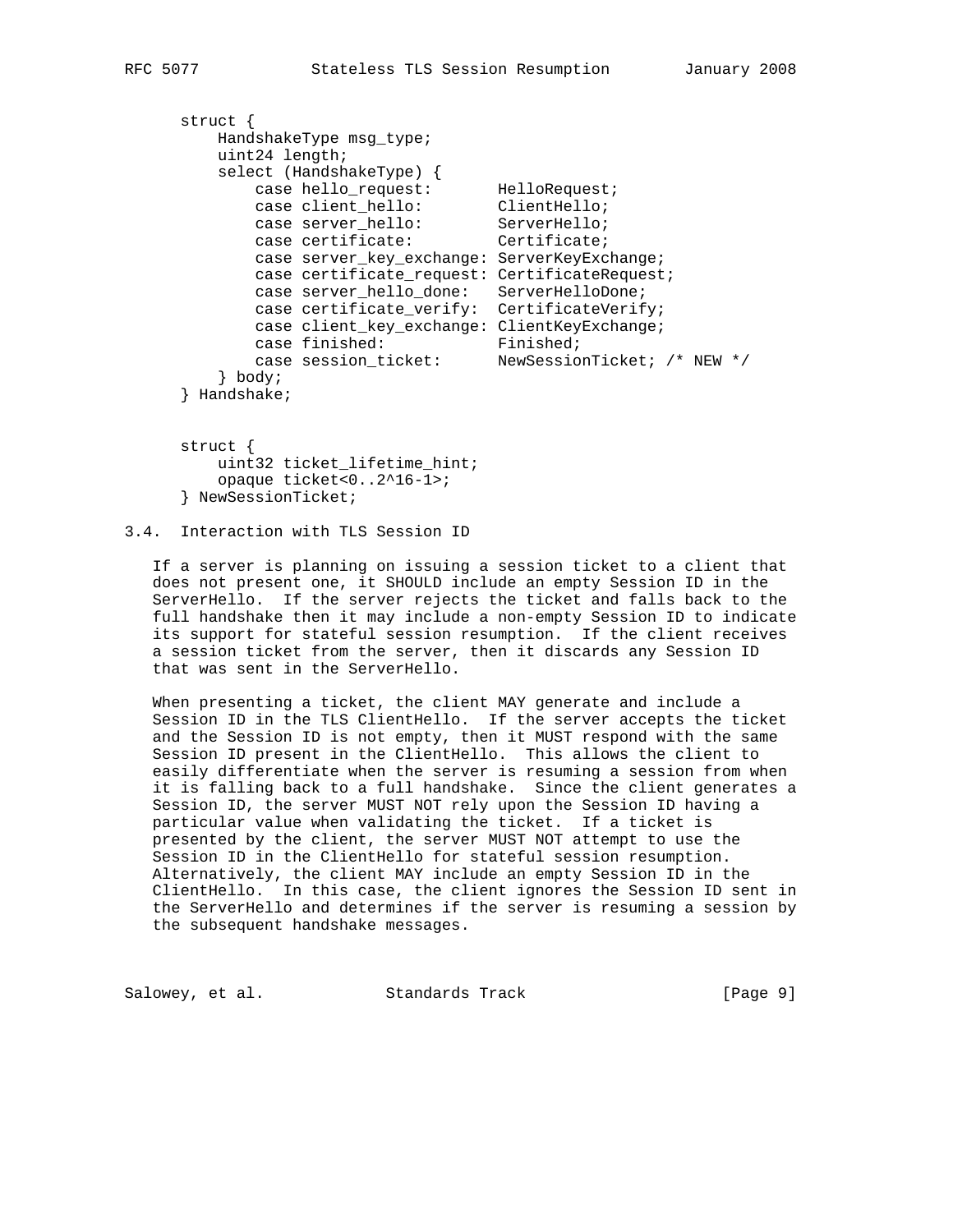```
struct {
    HandshakeType msg_type;
    uint24 length;
    select (HandshakeType) {
        case hello_request:       HelloRequest;
        case client_hello:        ClientHello;
        case server_hello:        ServerHello;
        case certificate:         Certificate;
        case server_key_exchange: ServerKeyExchange;
        case certificate_request: CertificateRequest;
        case server_hello_done:   ServerHelloDone;
        case certificate_verify:  CertificateVerify;
        case client_key_exchange: ClientKeyExchange;
        case finished:            Finished;
        case session_ticket:      NewSessionTicket; /* NEW */
    } body;
} Handshake;


struct {
    uint32 ticket_lifetime_hint;
    opaque ticket<0..2^16-1>;
} NewSessionTicket;
```

### 3.4. Interaction with TLS Session ID

If a server is planning on issuing a session ticket to a client that does not present one, it SHOULD include an empty Session ID in the ServerHello. If the server rejects the ticket and falls back to the full handshake then it may include a non-empty Session ID to indicate its support for stateful session resumption. If the client receives a session ticket from the server, then it discards any Session ID that was sent in the ServerHello.

When presenting a ticket, the client MAY generate and include a Session ID in the TLS ClientHello. If the server accepts the ticket and the Session ID is not empty, then it MUST respond with the same Session ID present in the ClientHello. This allows the client to easily differentiate when the server is resuming a session from when it is falling back to a full handshake. Since the client generates a Session ID, the server MUST NOT rely upon the Session ID having a particular value when validating the ticket. If a ticket is presented by the client, the server MUST NOT attempt to use the Session ID in the ClientHello for stateful session resumption. Alternatively, the client MAY include an empty Session ID in the ClientHello. In this case, the client ignores the Session ID sent in the ServerHello and determines if the server is resuming a session by the subsequent handshake messages.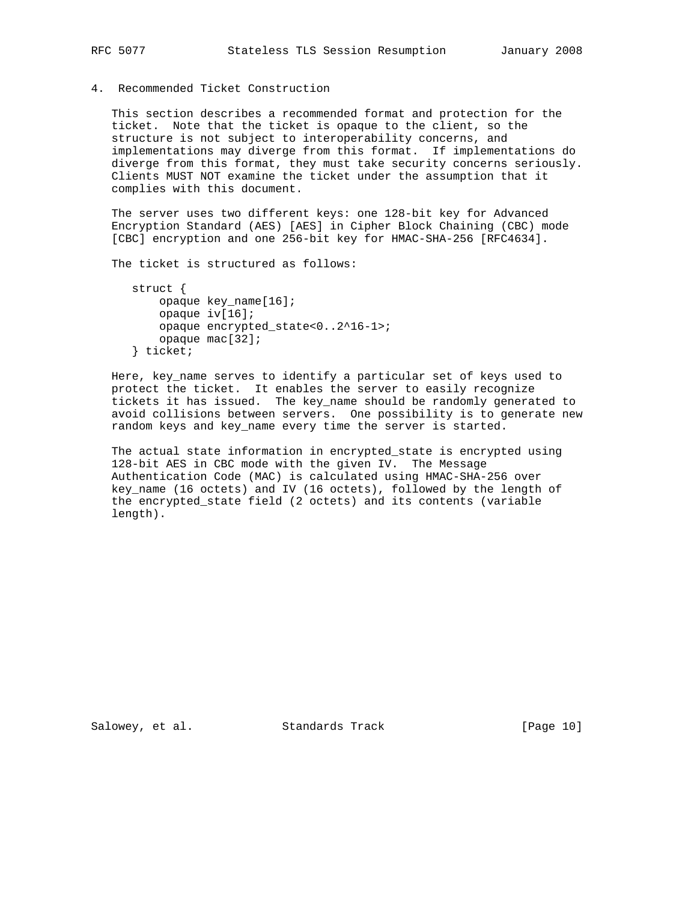## 4. Recommended Ticket Construction

This section describes a recommended format and protection for the ticket. Note that the ticket is opaque to the client, so the structure is not subject to interoperability concerns, and implementations may diverge from this format. If implementations do diverge from this format, they must take security concerns seriously. Clients MUST NOT examine the ticket under the assumption that it complies with this document.

The server uses two different keys: one 128-bit key for Advanced Encryption Standard (AES) [AES] in Cipher Block Chaining (CBC) mode [CBC] encryption and one 256-bit key for HMAC-SHA-256 [RFC4634].

The ticket is structured as follows:

```
struct {
    opaque key_name[16];
    opaque iv[16];
    opaque encrypted_state<0..2^16-1>;
    opaque mac[32];
} ticket;
```

Here, key_name serves to identify a particular set of keys used to protect the ticket. It enables the server to easily recognize tickets it has issued. The key_name should be randomly generated to avoid collisions between servers. One possibility is to generate new random keys and key_name every time the server is started.

The actual state information in encrypted_state is encrypted using 128-bit AES in CBC mode with the given IV. The Message Authentication Code (MAC) is calculated using HMAC-SHA-256 over key_name (16 octets) and IV (16 octets), followed by the length of the encrypted_state field (2 octets) and its contents (variable length).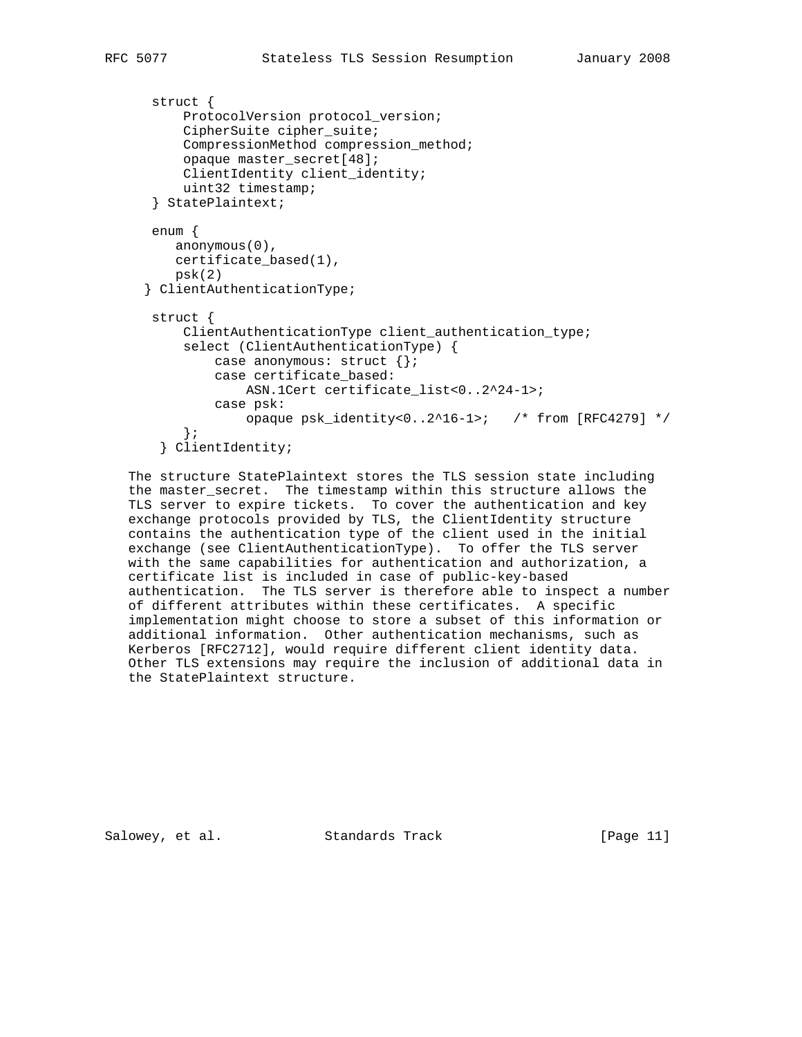```
struct {
    ProtocolVersion protocol_version;
    CipherSuite cipher_suite;
    CompressionMethod compression_method;
    opaque master_secret[48];
    ClientIdentity client_identity;
    uint32 timestamp;
} StatePlaintext;

enum {
   anonymous(0),
   certificate_based(1),
   psk(2)
} ClientAuthenticationType;

struct {
    ClientAuthenticationType client_authentication_type;
    select (ClientAuthenticationType) {
        case anonymous: struct {};
        case certificate_based:
            ASN.1Cert certificate_list<0..2^24-1>;
        case psk:
            opaque psk_identity<0..2^16-1>;   /* from [RFC4279] */
    };
 } ClientIdentity;
```

The structure StatePlaintext stores the TLS session state including the master_secret. The timestamp within this structure allows the TLS server to expire tickets. To cover the authentication and key exchange protocols provided by TLS, the ClientIdentity structure contains the authentication type of the client used in the initial exchange (see ClientAuthenticationType). To offer the TLS server with the same capabilities for authentication and authorization, a certificate list is included in case of public-key-based authentication. The TLS server is therefore able to inspect a number of different attributes within these certificates. A specific implementation might choose to store a subset of this information or additional information. Other authentication mechanisms, such as Kerberos [RFC2712], would require different client identity data. Other TLS extensions may require the inclusion of additional data in the StatePlaintext structure.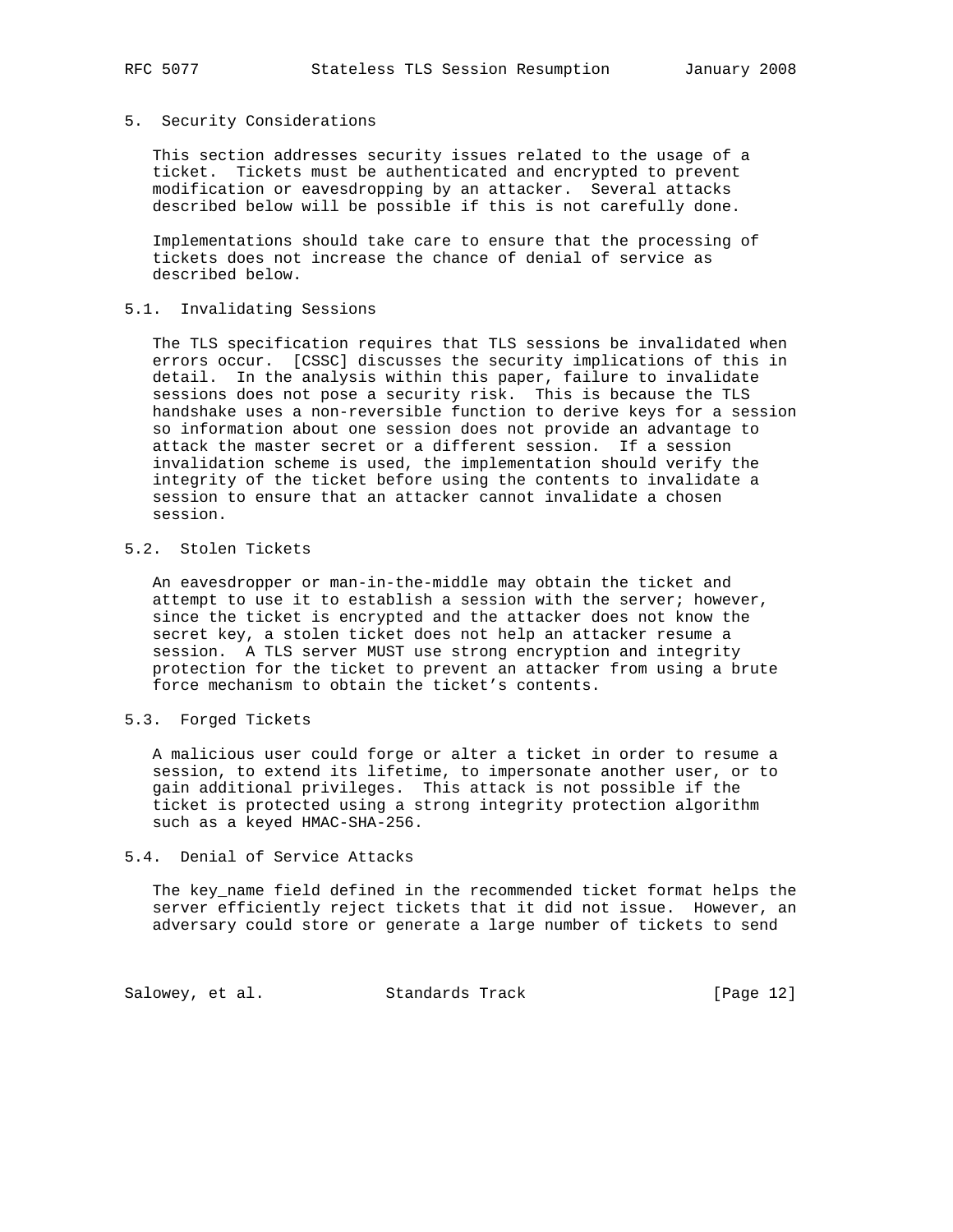## 5. Security Considerations

This section addresses security issues related to the usage of a ticket. Tickets must be authenticated and encrypted to prevent modification or eavesdropping by an attacker. Several attacks described below will be possible if this is not carefully done.

Implementations should take care to ensure that the processing of tickets does not increase the chance of denial of service as described below.

### 5.1. Invalidating Sessions

The TLS specification requires that TLS sessions be invalidated when errors occur. [CSSC] discusses the security implications of this in detail. In the analysis within this paper, failure to invalidate sessions does not pose a security risk. This is because the TLS handshake uses a non-reversible function to derive keys for a session so information about one session does not provide an advantage to attack the master secret or a different session. If a session invalidation scheme is used, the implementation should verify the integrity of the ticket before using the contents to invalidate a session to ensure that an attacker cannot invalidate a chosen session.

### 5.2. Stolen Tickets

An eavesdropper or man-in-the-middle may obtain the ticket and attempt to use it to establish a session with the server; however, since the ticket is encrypted and the attacker does not know the secret key, a stolen ticket does not help an attacker resume a session. A TLS server MUST use strong encryption and integrity protection for the ticket to prevent an attacker from using a brute force mechanism to obtain the ticket's contents.

### 5.3. Forged Tickets

A malicious user could forge or alter a ticket in order to resume a session, to extend its lifetime, to impersonate another user, or to gain additional privileges. This attack is not possible if the ticket is protected using a strong integrity protection algorithm such as a keyed HMAC-SHA-256.

### 5.4. Denial of Service Attacks

The key_name field defined in the recommended ticket format helps the server efficiently reject tickets that it did not issue. However, an adversary could store or generate a large number of tickets to send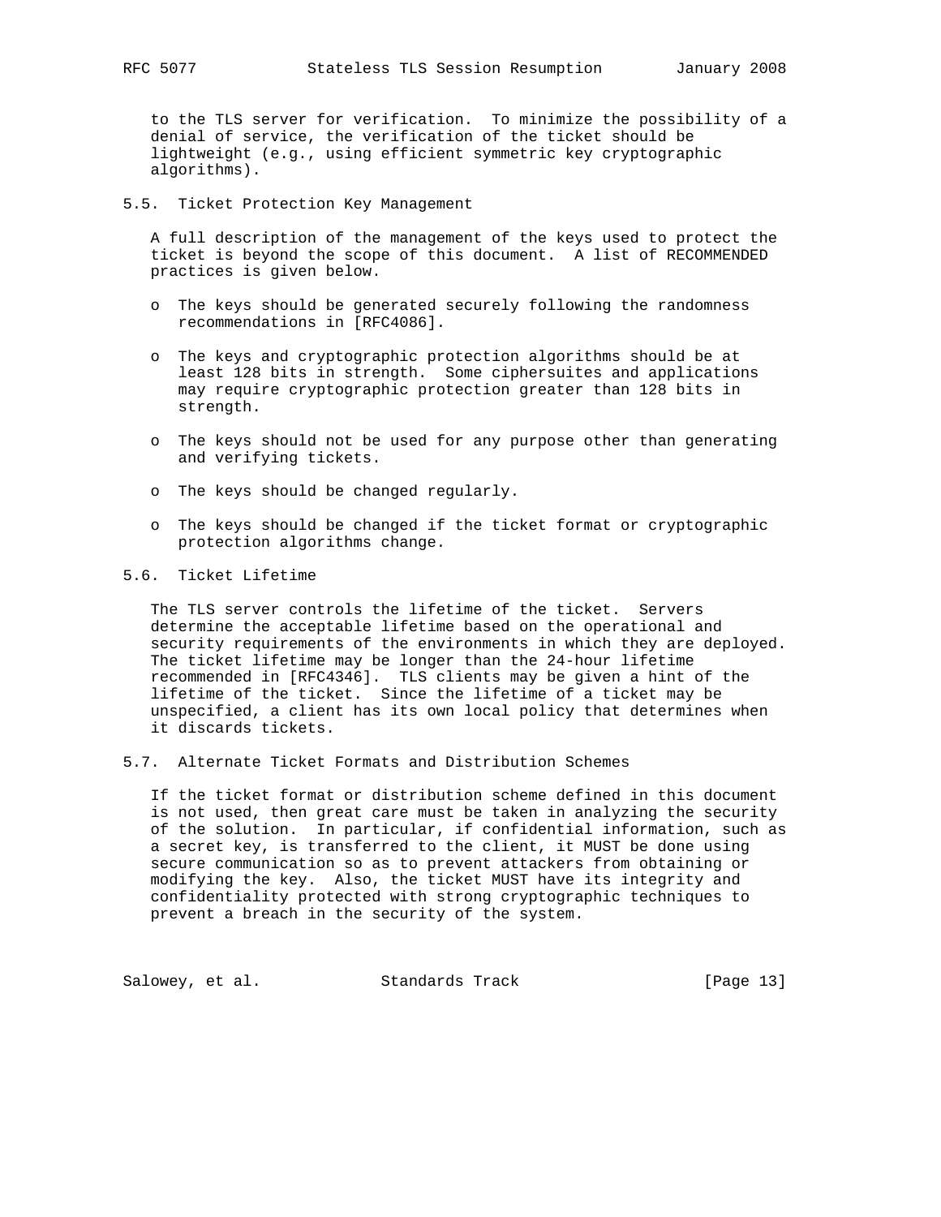to the TLS server for verification. To minimize the possibility of a denial of service, the verification of the ticket should be lightweight (e.g., using efficient symmetric key cryptographic algorithms).

### 5.5. Ticket Protection Key Management

A full description of the management of the keys used to protect the ticket is beyond the scope of this document. A list of RECOMMENDED practices is given below.

- The keys should be generated securely following the randomness recommendations in [RFC4086].
- The keys and cryptographic protection algorithms should be at least 128 bits in strength. Some ciphersuites and applications may require cryptographic protection greater than 128 bits in strength.
- The keys should not be used for any purpose other than generating and verifying tickets.
- The keys should be changed regularly.
- The keys should be changed if the ticket format or cryptographic protection algorithms change.

### 5.6. Ticket Lifetime

The TLS server controls the lifetime of the ticket. Servers determine the acceptable lifetime based on the operational and security requirements of the environments in which they are deployed. The ticket lifetime may be longer than the 24-hour lifetime recommended in [RFC4346]. TLS clients may be given a hint of the lifetime of the ticket. Since the lifetime of a ticket may be unspecified, a client has its own local policy that determines when it discards tickets.

### 5.7. Alternate Ticket Formats and Distribution Schemes

If the ticket format or distribution scheme defined in this document is not used, then great care must be taken in analyzing the security of the solution. In particular, if confidential information, such as a secret key, is transferred to the client, it MUST be done using secure communication so as to prevent attackers from obtaining or modifying the key. Also, the ticket MUST have its integrity and confidentiality protected with strong cryptographic techniques to prevent a breach in the security of the system.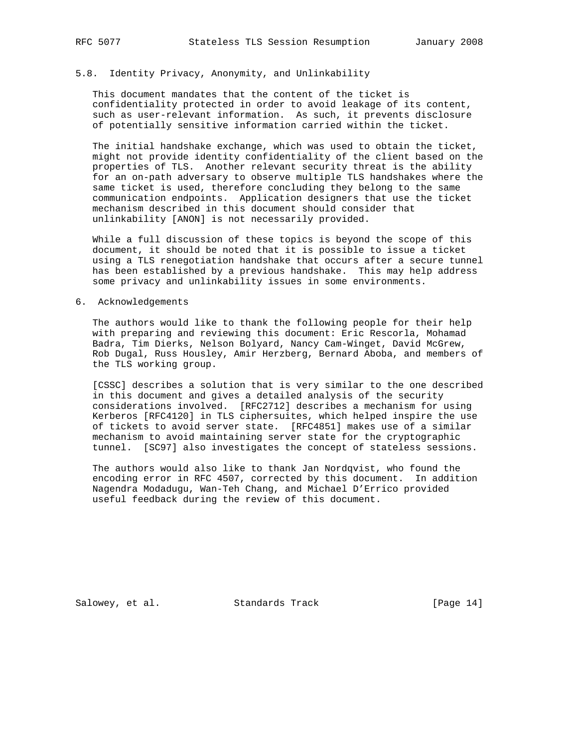### 5.8. Identity Privacy, Anonymity, and Unlinkability

This document mandates that the content of the ticket is confidentiality protected in order to avoid leakage of its content, such as user-relevant information. As such, it prevents disclosure of potentially sensitive information carried within the ticket.

The initial handshake exchange, which was used to obtain the ticket, might not provide identity confidentiality of the client based on the properties of TLS. Another relevant security threat is the ability for an on-path adversary to observe multiple TLS handshakes where the same ticket is used, therefore concluding they belong to the same communication endpoints. Application designers that use the ticket mechanism described in this document should consider that unlinkability [ANON] is not necessarily provided.

While a full discussion of these topics is beyond the scope of this document, it should be noted that it is possible to issue a ticket using a TLS renegotiation handshake that occurs after a secure tunnel has been established by a previous handshake. This may help address some privacy and unlinkability issues in some environments.

## 6. Acknowledgements

The authors would like to thank the following people for their help with preparing and reviewing this document: Eric Rescorla, Mohamad Badra, Tim Dierks, Nelson Bolyard, Nancy Cam-Winget, David McGrew, Rob Dugal, Russ Housley, Amir Herzberg, Bernard Aboba, and members of the TLS working group.

[CSSC] describes a solution that is very similar to the one described in this document and gives a detailed analysis of the security considerations involved. [RFC2712] describes a mechanism for using Kerberos [RFC4120] in TLS ciphersuites, which helped inspire the use of tickets to avoid server state. [RFC4851] makes use of a similar mechanism to avoid maintaining server state for the cryptographic tunnel. [SC97] also investigates the concept of stateless sessions.

The authors would also like to thank Jan Nordqvist, who found the encoding error in RFC 4507, corrected by this document. In addition Nagendra Modadugu, Wan-Teh Chang, and Michael D'Errico provided useful feedback during the review of this document.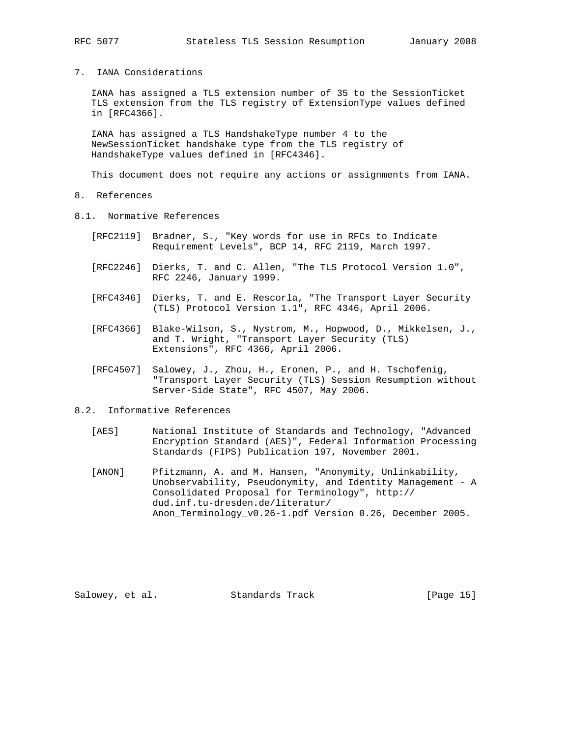## 7. IANA Considerations

IANA has assigned a TLS extension number of 35 to the SessionTicket TLS extension from the TLS registry of ExtensionType values defined in [RFC4366].

IANA has assigned a TLS HandshakeType number 4 to the NewSessionTicket handshake type from the TLS registry of HandshakeType values defined in [RFC4346].

This document does not require any actions or assignments from IANA.

## 8. References

### 8.1. Normative References

[RFC2119] Bradner, S., "Key words for use in RFCs to Indicate Requirement Levels", BCP 14, RFC 2119, March 1997.

[RFC2246] Dierks, T. and C. Allen, "The TLS Protocol Version 1.0", RFC 2246, January 1999.

[RFC4346] Dierks, T. and E. Rescorla, "The Transport Layer Security (TLS) Protocol Version 1.1", RFC 4346, April 2006.

[RFC4366] Blake-Wilson, S., Nystrom, M., Hopwood, D., Mikkelsen, J., and T. Wright, "Transport Layer Security (TLS) Extensions", RFC 4366, April 2006.

[RFC4507] Salowey, J., Zhou, H., Eronen, P., and H. Tschofenig, "Transport Layer Security (TLS) Session Resumption without Server-Side State", RFC 4507, May 2006.

### 8.2. Informative References

[AES] National Institute of Standards and Technology, "Advanced Encryption Standard (AES)", Federal Information Processing Standards (FIPS) Publication 197, November 2001.

[ANON] Pfitzmann, A. and M. Hansen, "Anonymity, Unlinkability, Unobservability, Pseudonymity, and Identity Management - A Consolidated Proposal for Terminology", http://dud.inf.tu-dresden.de/literatur/Anon_Terminology_v0.26-1.pdf Version 0.26, December 2005.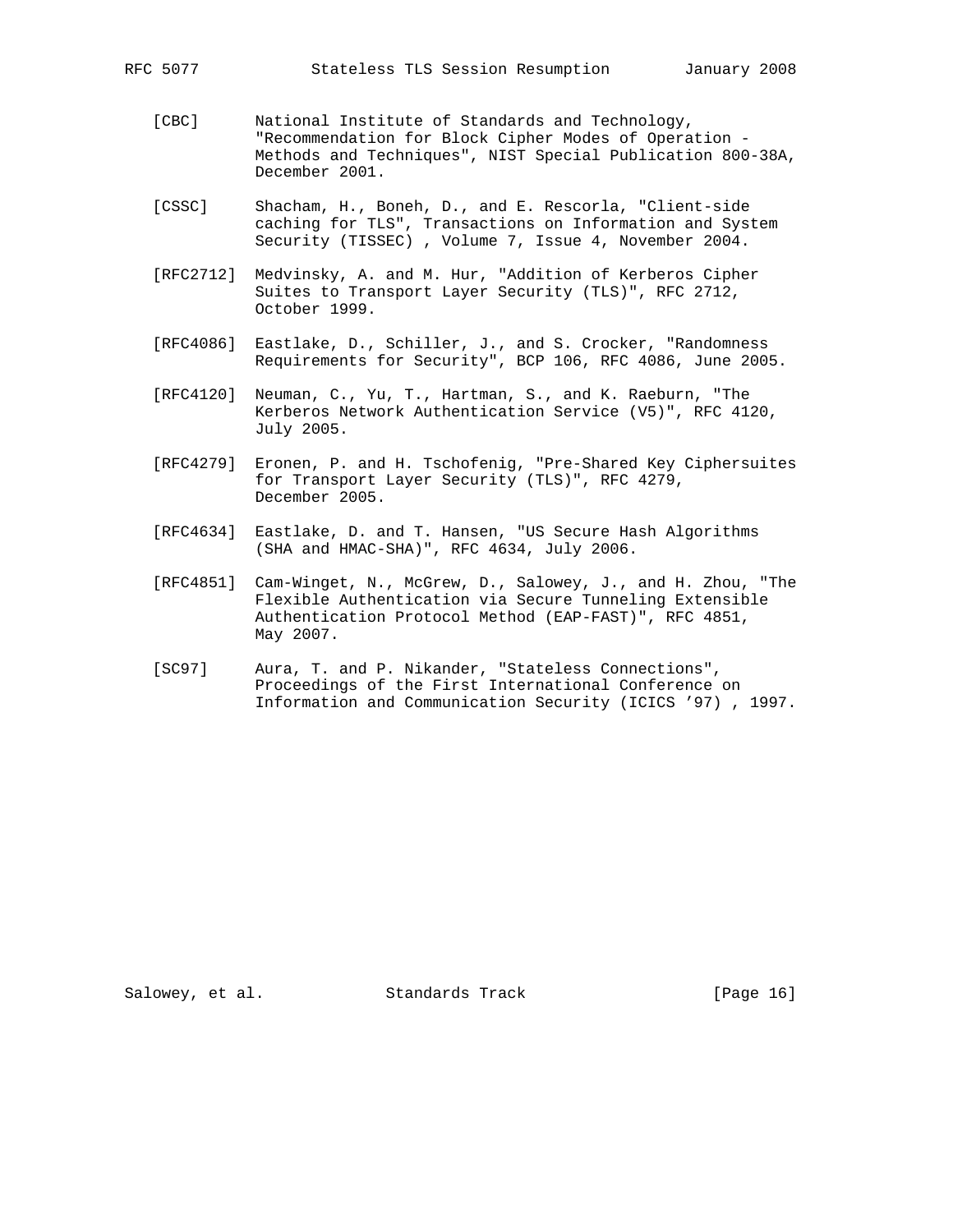[CBC] National Institute of Standards and Technology, "Recommendation for Block Cipher Modes of Operation - Methods and Techniques", NIST Special Publication 800-38A, December 2001.

[CSSC] Shacham, H., Boneh, D., and E. Rescorla, "Client-side caching for TLS", Transactions on Information and System Security (TISSEC) , Volume 7, Issue 4, November 2004.

[RFC2712] Medvinsky, A. and M. Hur, "Addition of Kerberos Cipher Suites to Transport Layer Security (TLS)", RFC 2712, October 1999.

[RFC4086] Eastlake, D., Schiller, J., and S. Crocker, "Randomness Requirements for Security", BCP 106, RFC 4086, June 2005.

[RFC4120] Neuman, C., Yu, T., Hartman, S., and K. Raeburn, "The Kerberos Network Authentication Service (V5)", RFC 4120, July 2005.

[RFC4279] Eronen, P. and H. Tschofenig, "Pre-Shared Key Ciphersuites for Transport Layer Security (TLS)", RFC 4279, December 2005.

[RFC4634] Eastlake, D. and T. Hansen, "US Secure Hash Algorithms (SHA and HMAC-SHA)", RFC 4634, July 2006.

[RFC4851] Cam-Winget, N., McGrew, D., Salowey, J., and H. Zhou, "The Flexible Authentication via Secure Tunneling Extensible Authentication Protocol Method (EAP-FAST)", RFC 4851, May 2007.

[SC97] Aura, T. and P. Nikander, "Stateless Connections", Proceedings of the First International Conference on Information and Communication Security (ICICS ’97) , 1997.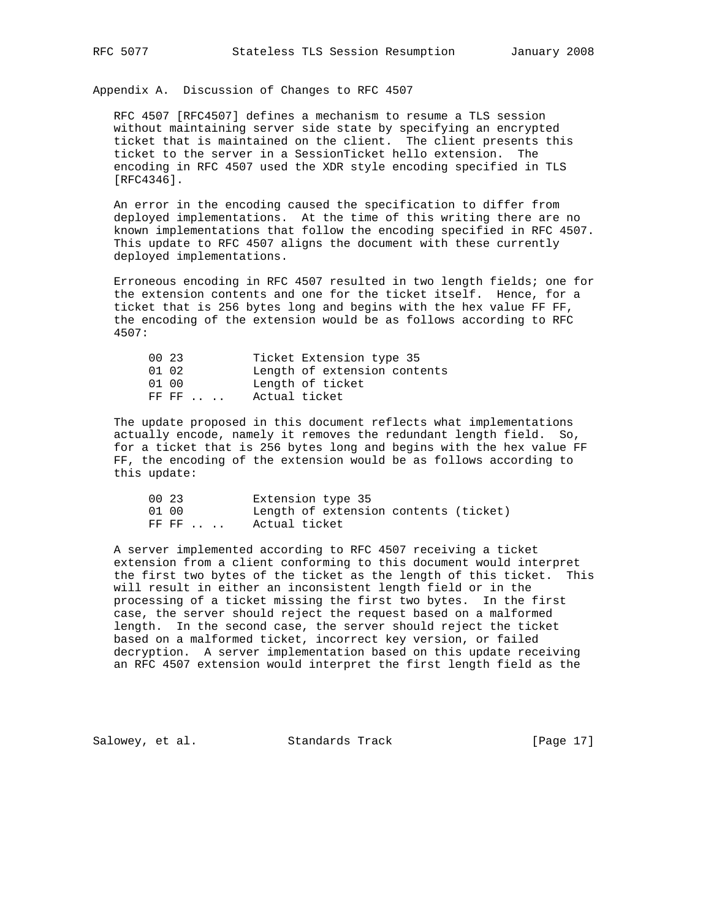## Appendix A. Discussion of Changes to RFC 4507

RFC 4507 [RFC4507] defines a mechanism to resume a TLS session without maintaining server side state by specifying an encrypted ticket that is maintained on the client. The client presents this ticket to the server in a SessionTicket hello extension. The encoding in RFC 4507 used the XDR style encoding specified in TLS [RFC4346].

An error in the encoding caused the specification to differ from deployed implementations. At the time of this writing there are no known implementations that follow the encoding specified in RFC 4507. This update to RFC 4507 aligns the document with these currently deployed implementations.

Erroneous encoding in RFC 4507 resulted in two length fields; one for the extension contents and one for the ticket itself. Hence, for a ticket that is 256 bytes long and begins with the hex value FF FF, the encoding of the extension would be as follows according to RFC 4507:

```
00 23          Ticket Extension type 35
01 02          Length of extension contents
01 00          Length of ticket
FF FF .. ..    Actual ticket
```

The update proposed in this document reflects what implementations actually encode, namely it removes the redundant length field. So, for a ticket that is 256 bytes long and begins with the hex value FF FF, the encoding of the extension would be as follows according to this update:

```
00 23          Extension type 35
01 00          Length of extension contents (ticket)
FF FF .. ..    Actual ticket
```

A server implemented according to RFC 4507 receiving a ticket extension from a client conforming to this document would interpret the first two bytes of the ticket as the length of this ticket. This will result in either an inconsistent length field or in the processing of a ticket missing the first two bytes. In the first case, the server should reject the request based on a malformed length. In the second case, the server should reject the ticket based on a malformed ticket, incorrect key version, or failed decryption. A server implementation based on this update receiving an RFC 4507 extension would interpret the first length field as the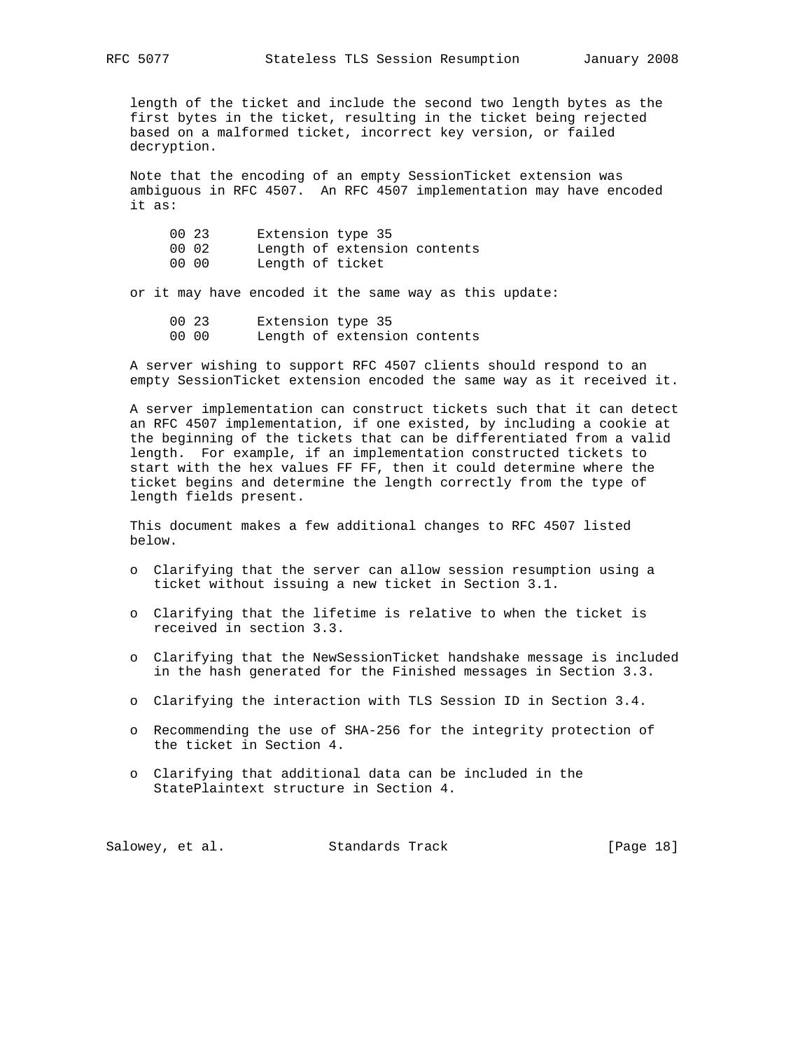length of the ticket and include the second two length bytes as the first bytes in the ticket, resulting in the ticket being rejected based on a malformed ticket, incorrect key version, or failed decryption.

Note that the encoding of an empty SessionTicket extension was ambiguous in RFC 4507. An RFC 4507 implementation may have encoded it as:

```
00 23      Extension type 35
00 02      Length of extension contents
00 00      Length of ticket
```

or it may have encoded it the same way as this update:

```
00 23      Extension type 35
00 00      Length of extension contents
```

A server wishing to support RFC 4507 clients should respond to an empty SessionTicket extension encoded the same way as it received it.

A server implementation can construct tickets such that it can detect an RFC 4507 implementation, if one existed, by including a cookie at the beginning of the tickets that can be differentiated from a valid length. For example, if an implementation constructed tickets to start with the hex values FF FF, then it could determine where the ticket begins and determine the length correctly from the type of length fields present.

This document makes a few additional changes to RFC 4507 listed below.

- Clarifying that the server can allow session resumption using a ticket without issuing a new ticket in Section 3.1.

- Clarifying that the lifetime is relative to when the ticket is received in section 3.3.

- Clarifying that the NewSessionTicket handshake message is included in the hash generated for the Finished messages in Section 3.3.

- Clarifying the interaction with TLS Session ID in Section 3.4.

- Recommending the use of SHA-256 for the integrity protection of the ticket in Section 4.

- Clarifying that additional data can be included in the StatePlaintext structure in Section 4.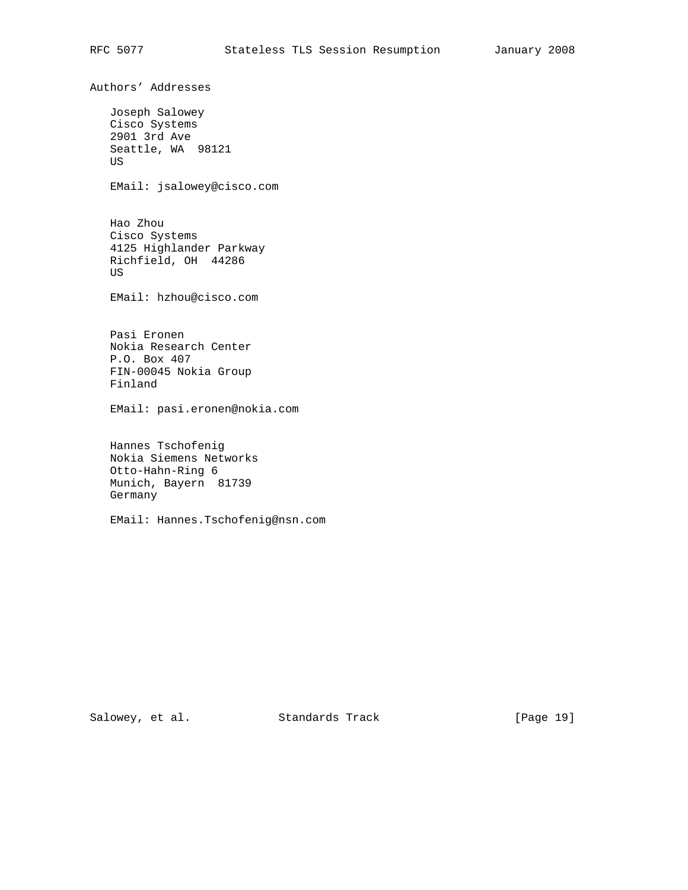## Authors' Addresses

Joseph Salowey
Cisco Systems
2901 3rd Ave
Seattle, WA 98121
US

EMail: jsalowey@cisco.com

Hao Zhou
Cisco Systems
4125 Highlander Parkway
Richfield, OH 44286
US

EMail: hzhou@cisco.com

Pasi Eronen
Nokia Research Center
P.O. Box 407
FIN-00045 Nokia Group
Finland

EMail: pasi.eronen@nokia.com

Hannes Tschofenig
Nokia Siemens Networks
Otto-Hahn-Ring 6
Munich, Bayern 81739
Germany

EMail: Hannes.Tschofenig@nsn.com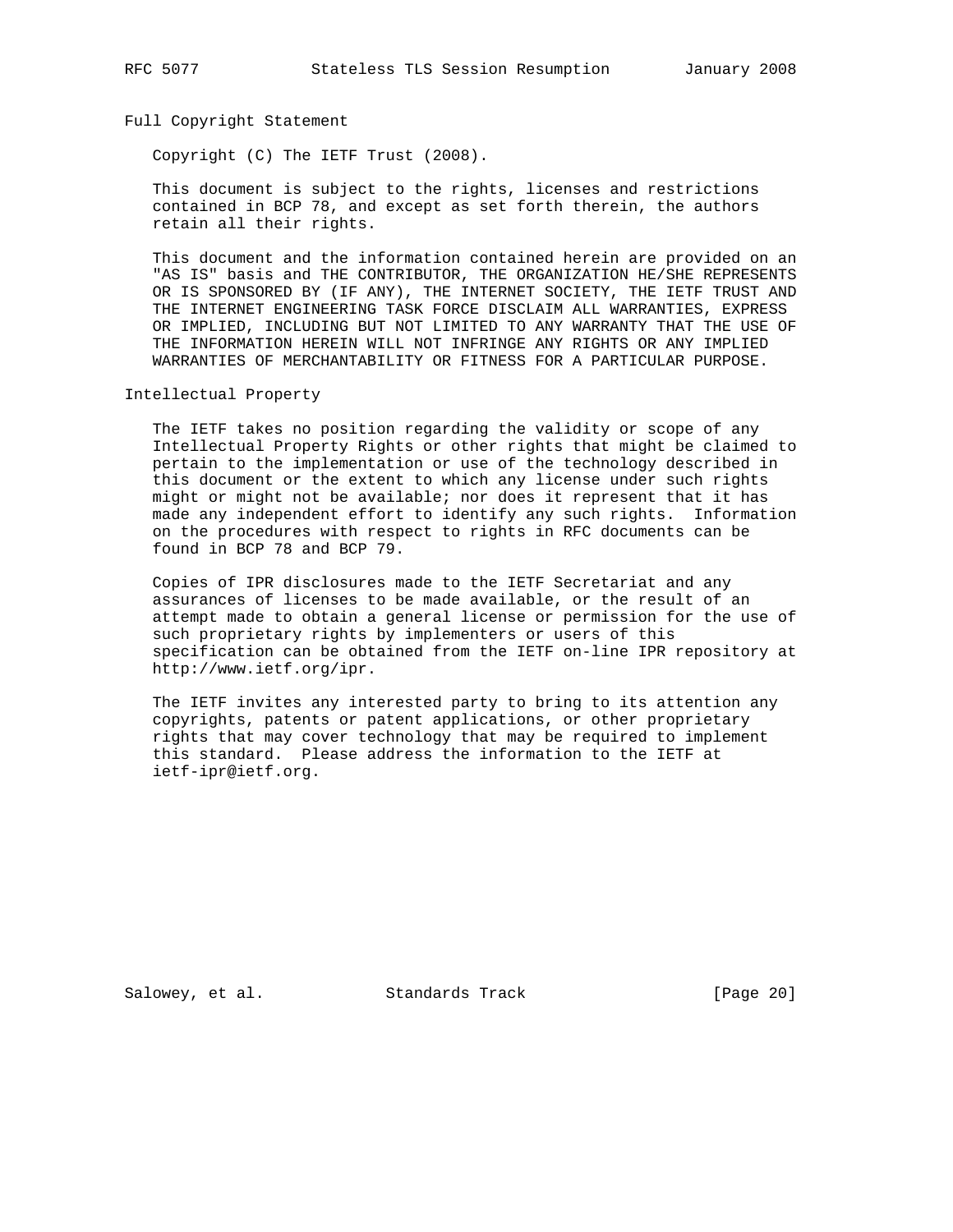## Full Copyright Statement

Copyright (C) The IETF Trust (2008).

This document is subject to the rights, licenses and restrictions contained in BCP 78, and except as set forth therein, the authors retain all their rights.

This document and the information contained herein are provided on an "AS IS" basis and THE CONTRIBUTOR, THE ORGANIZATION HE/SHE REPRESENTS OR IS SPONSORED BY (IF ANY), THE INTERNET SOCIETY, THE IETF TRUST AND THE INTERNET ENGINEERING TASK FORCE DISCLAIM ALL WARRANTIES, EXPRESS OR IMPLIED, INCLUDING BUT NOT LIMITED TO ANY WARRANTY THAT THE USE OF THE INFORMATION HEREIN WILL NOT INFRINGE ANY RIGHTS OR ANY IMPLIED WARRANTIES OF MERCHANTABILITY OR FITNESS FOR A PARTICULAR PURPOSE.

## Intellectual Property

The IETF takes no position regarding the validity or scope of any Intellectual Property Rights or other rights that might be claimed to pertain to the implementation or use of the technology described in this document or the extent to which any license under such rights might or might not be available; nor does it represent that it has made any independent effort to identify any such rights. Information on the procedures with respect to rights in RFC documents can be found in BCP 78 and BCP 79.

Copies of IPR disclosures made to the IETF Secretariat and any assurances of licenses to be made available, or the result of an attempt made to obtain a general license or permission for the use of such proprietary rights by implementers or users of this specification can be obtained from the IETF on-line IPR repository at http://www.ietf.org/ipr.

The IETF invites any interested party to bring to its attention any copyrights, patents or patent applications, or other proprietary rights that may cover technology that may be required to implement this standard. Please address the information to the IETF at ietf-ipr@ietf.org.